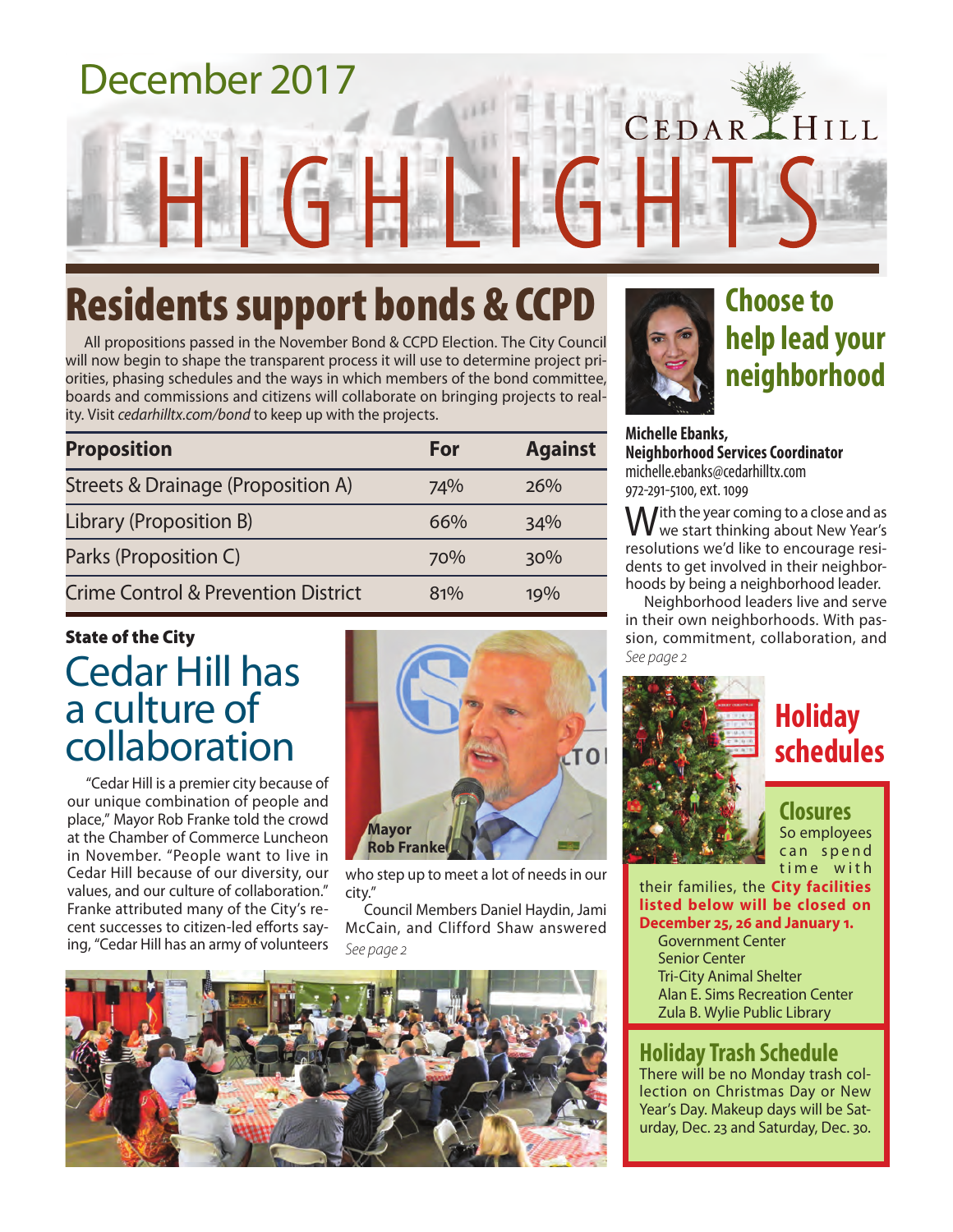December 2017

# CEDAR HILL HIGHLIGHTS

## Residents support bonds & CCPD

All propositions passed in the November Bond & CCPD Election. The City Council will now begin to shape the transparent process it will use to determine project priorities, phasing schedules and the ways in which members of the bond committee, boards and commissions and citizens will collaborate on bringing projects to reality. Visit *cedarhilltx.com/bond* to keep up with the projects.

| Proposition | For | Against |
| --- | --- | --- |
| Streets & Drainage (Proposition A) | 74% | 26% |
| Library (Proposition B) | 66% | 34% |
| Parks (Proposition C) | 70% | 30% |
| Crime Control & Prevention District | 81% | 19% |

**State of the City**

## Cedar Hill has a culture of collaboration

"Cedar Hill is a premier city because of our unique combination of people and place," Mayor Rob Franke told the crowd at the Chamber of Commerce Luncheon in November. "People want to live in Cedar Hill because of our diversity, our values, and our culture of collaboration." Franke attributed many of the City's recent successes to citizen-led efforts saying, "Cedar Hill has an army of volunteers who step up to meet a lot of needs in our city."

Mayor Rob Franke

Council Members Daniel Haydin, Jami McCain, and Clifford Shaw answered

*See page 2*

## Choose to help lead your neighborhood

**Michelle Ebanks, Neighborhood Services Coordinator**
michelle.ebanks@cedarhilltx.com
972-291-5100, ext. 1099

With the year coming to a close and as we start thinking about New Year's resolutions we'd like to encourage residents to get involved in their neighborhoods by being a neighborhood leader.

Neighborhood leaders live and serve in their own neighborhoods. With passion, commitment, collaboration, and

*See page 2*

## Holiday schedules

### Closures

So employees can spend time with their families, the **City facilities listed below will be closed on December 25, 26 and January 1.**

- Government Center
- Senior Center
- Tri-City Animal Shelter
- Alan E. Sims Recreation Center
- Zula B. Wylie Public Library

### Holiday Trash Schedule

There will be no Monday trash collection on Christmas Day or New Year's Day. Makeup days will be Saturday, Dec. 23 and Saturday, Dec. 30.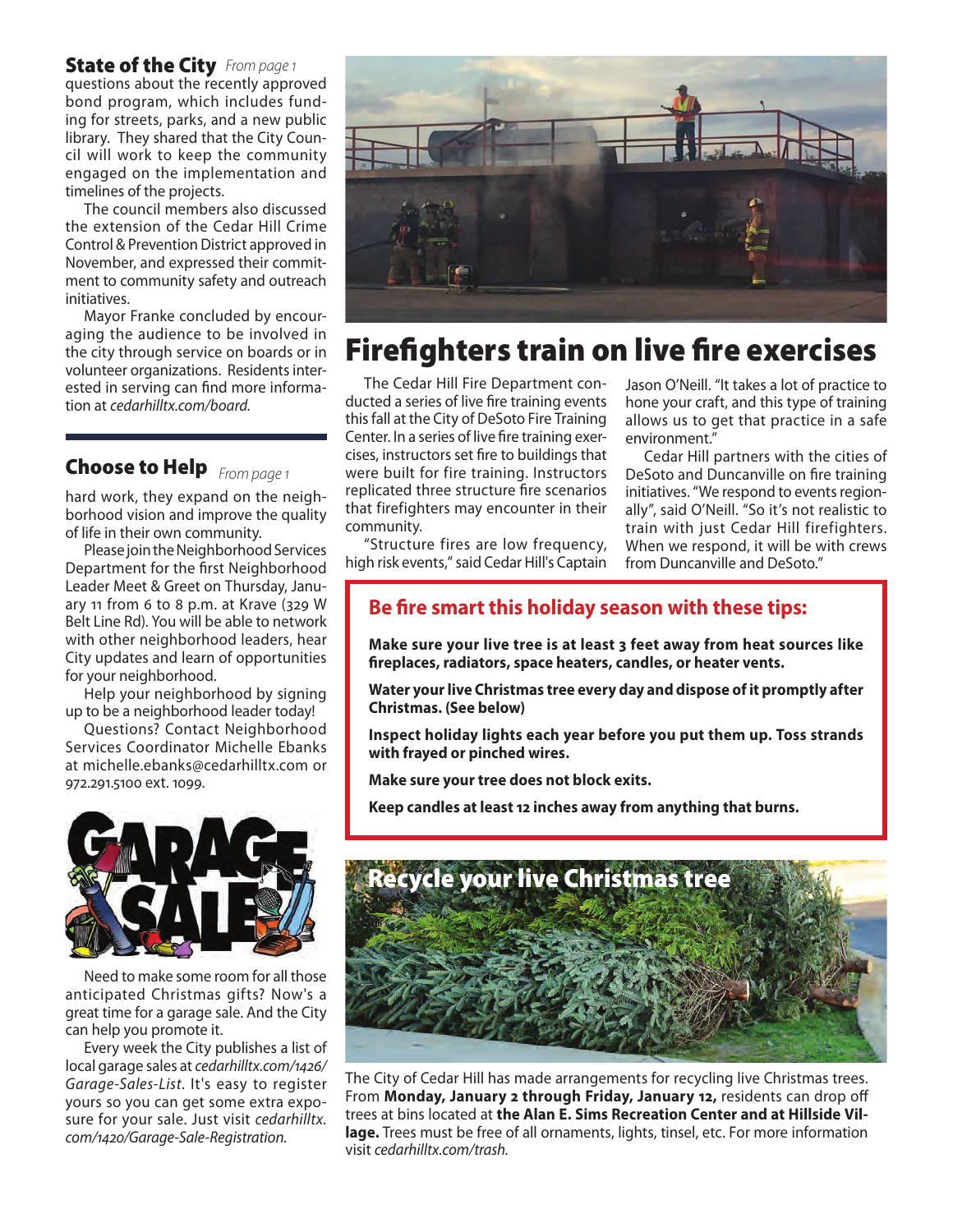## State of the City *From page 1*

questions about the recently approved bond program, which includes funding for streets, parks, and a new public library. They shared that the City Council will work to keep the community engaged on the implementation and timelines of the projects.

The council members also discussed the extension of the Cedar Hill Crime Control & Prevention District approved in November, and expressed their commitment to community safety and outreach initiatives.

Mayor Franke concluded by encouraging the audience to be involved in the city through service on boards or in volunteer organizations. Residents interested in serving can find more information at *cedarhilltx.com/board.*

## Choose to Help *From page 1*

hard work, they expand on the neighborhood vision and improve the quality of life in their own community.

Please join the Neighborhood Services Department for the first Neighborhood Leader Meet & Greet on Thursday, January 11 from 6 to 8 p.m. at Krave (329 W Belt Line Rd). You will be able to network with other neighborhood leaders, hear City updates and learn of opportunities for your neighborhood.

Help your neighborhood by signing up to be a neighborhood leader today!

Questions? Contact Neighborhood Services Coordinator Michelle Ebanks at michelle.ebanks@cedarhilltx.com or 972.291.5100 ext. 1099.

Need to make some room for all those anticipated Christmas gifts? Now's a great time for a garage sale. And the City can help you promote it.

Every week the City publishes a list of local garage sales at *cedarhilltx.com/1426/Garage-Sales-List*. It's easy to register yours so you can get some extra exposure for your sale. Just visit *cedarhilltx.com/1420/Garage-Sale-Registration.*

# Firefighters train on live fire exercises

The Cedar Hill Fire Department conducted a series of live fire training events this fall at the City of DeSoto Fire Training Center. In a series of live fire training exercises, instructors set fire to buildings that were built for fire training. Instructors replicated three structure fire scenarios that firefighters may encounter in their community.

"Structure fires are low frequency, high risk events," said Cedar Hill's Captain Jason O'Neill. "It takes a lot of practice to hone your craft, and this type of training allows us to get that practice in a safe environment."

Cedar Hill partners with the cities of DeSoto and Duncanville on fire training initiatives. "We respond to events regionally", said O'Neill. "So it's not realistic to train with just Cedar Hill firefighters. When we respond, it will be with crews from Duncanville and DeSoto."

### Be fire smart this holiday season with these tips:

**Make sure your live tree is at least 3 feet away from heat sources like fireplaces, radiators, space heaters, candles, or heater vents.**

**Water your live Christmas tree every day and dispose of it promptly after Christmas. (See below)**

**Inspect holiday lights each year before you put them up. Toss strands with frayed or pinched wires.**

**Make sure your tree does not block exits.**

**Keep candles at least 12 inches away from anything that burns.**

## Recycle your live Christmas tree

The City of Cedar Hill has made arrangements for recycling live Christmas trees. From **Monday, January 2 through Friday, January 12,** residents can drop off trees at bins located at **the Alan E. Sims Recreation Center and at Hillside Village.** Trees must be free of all ornaments, lights, tinsel, etc. For more information visit *cedarhilltx.com/trash.*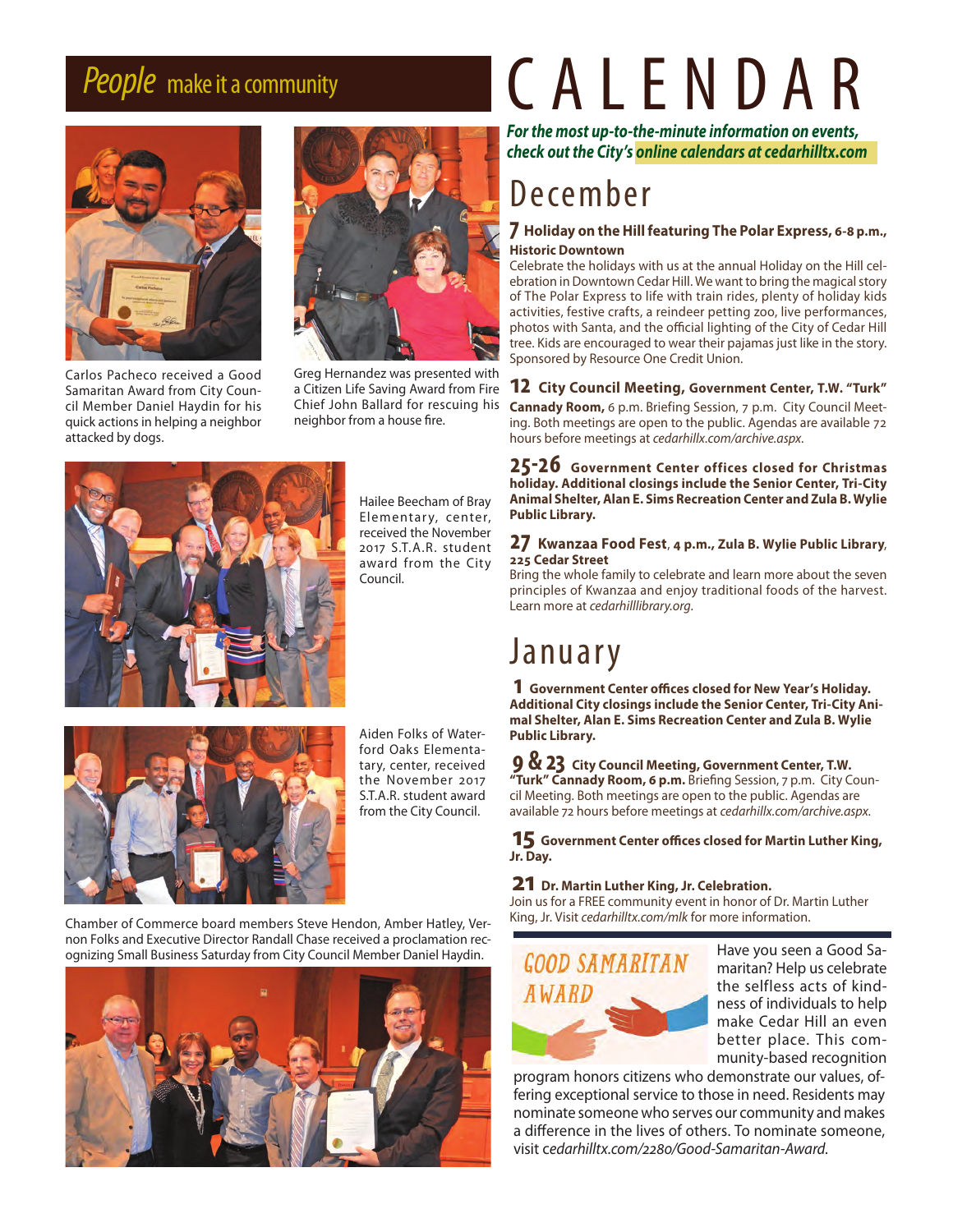## *People* make it a community

Carlos Pacheco received a Good Samaritan Award from City Council Member Daniel Haydin for his quick actions in helping a neighbor attacked by dogs.

Greg Hernandez was presented with a Citizen Life Saving Award from Fire Chief John Ballard for rescuing his neighbor from a house fire.

Hailee Beecham of Bray Elementary, center, received the November 2017 S.T.A.R. student award from the City Council.

Aiden Folks of Waterford Oaks Elementatary, center, received the November 2017 S.T.A.R. student award from the City Council.

Chamber of Commerce board members Steve Hendon, Amber Hatley, Vernon Folks and Executive Director Randall Chase received a proclamation recognizing Small Business Saturday from City Council Member Daniel Haydin.

# CALENDAR

***For the most up-to-the-minute information on events, check out the City's online calendars at cedarhilltx.com***

## December

**7 Holiday on the Hill featuring The Polar Express, 6-8 p.m., Historic Downtown**
Celebrate the holidays with us at the annual Holiday on the Hill celebration in Downtown Cedar Hill. We want to bring the magical story of The Polar Express to life with train rides, plenty of holiday kids activities, festive crafts, a reindeer petting zoo, live performances, photos with Santa, and the official lighting of the City of Cedar Hill tree. Kids are encouraged to wear their pajamas just like in the story. Sponsored by Resource One Credit Union.

**12 City Council Meeting, Government Center, T.W. "Turk" Cannady Room,** 6 p.m. Briefing Session, 7 p.m. City Council Meeting. Both meetings are open to the public. Agendas are available 72 hours before meetings at *cedarhillx.com/archive.aspx*.

**25-26 Government Center offices closed for Christmas holiday. Additional closings include the Senior Center, Tri-City Animal Shelter, Alan E. Sims Recreation Center and Zula B. Wylie Public Library.**

**27 Kwanzaa Food Fest**, **4 p.m., Zula B. Wylie Public Library, 225 Cedar Street**
Bring the whole family to celebrate and learn more about the seven principles of Kwanzaa and enjoy traditional foods of the harvest. Learn more at *cedarhilllibrary.org*.

## January

**1 Government Center offices closed for New Year's Holiday. Additional City closings include the Senior Center, Tri-City Animal Shelter, Alan E. Sims Recreation Center and Zula B. Wylie Public Library.**

**9 & 23 City Council Meeting, Government Center, T.W. "Turk" Cannady Room, 6 p.m.** Briefing Session, 7 p.m. City Council Meeting. Both meetings are open to the public. Agendas are available 72 hours before meetings at *cedarhillx.com/archive.aspx.*

**15 Government Center offices closed for Martin Luther King, Jr. Day.**

**21 Dr. Martin Luther King, Jr. Celebration.**
Join us for a FREE community event in honor of Dr. Martin Luther King, Jr. Visit *cedarhilltx.com/mlk* for more information.

### GOOD SAMARITAN AWARD

Have you seen a Good Samaritan? Help us celebrate the selfless acts of kindness of individuals to help make Cedar Hill an even better place. This community-based recognition program honors citizens who demonstrate our values, offering exceptional service to those in need. Residents may nominate someone who serves our community and makes a difference in the lives of others. To nominate someone, visit *cedarhilltx.com/2280/Good-Samaritan-Award.*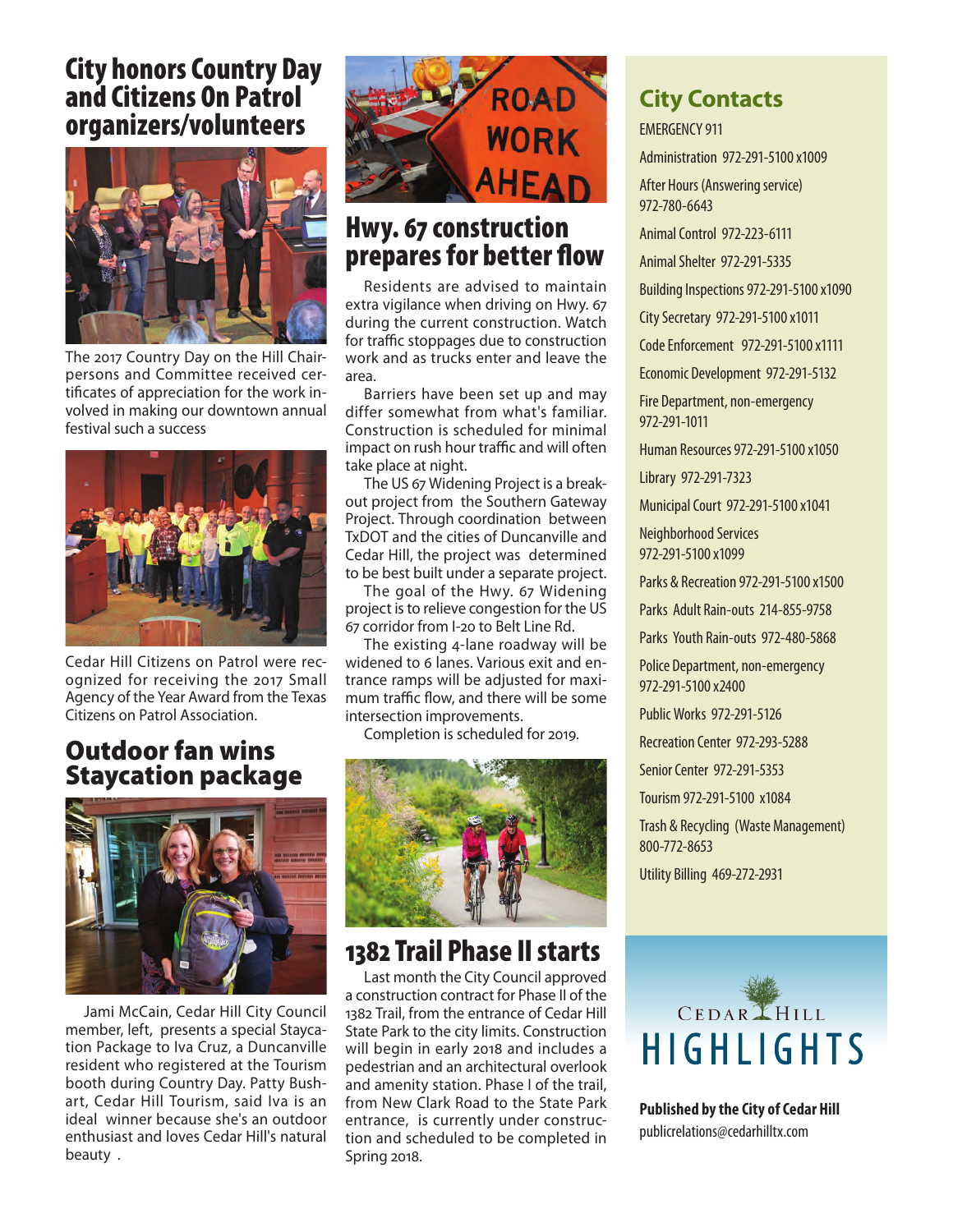## City honors Country Day and Citizens On Patrol organizers/volunteers

The 2017 Country Day on the Hill Chairpersons and Committee received certificates of appreciation for the work involved in making our downtown annual festival such a success

Cedar Hill Citizens on Patrol were recognized for receiving the 2017 Small Agency of the Year Award from the Texas Citizens on Patrol Association.

## Outdoor fan wins Staycation package

Jami McCain, Cedar Hill City Council member, left, presents a special Staycation Package to Iva Cruz, a Duncanville resident who registered at the Tourism booth during Country Day. Patty Bushart, Cedar Hill Tourism, said Iva is an ideal winner because she's an outdoor enthusiast and loves Cedar Hill's natural beauty .

## Hwy. 67 construction prepares for better flow

Residents are advised to maintain extra vigilance when driving on Hwy. 67 during the current construction. Watch for traffic stoppages due to construction work and as trucks enter and leave the area.

Barriers have been set up and may differ somewhat from what's familiar. Construction is scheduled for minimal impact on rush hour traffic and will often take place at night.

The US 67 Widening Project is a breakout project from the Southern Gateway Project. Through coordination between TxDOT and the cities of Duncanville and Cedar Hill, the project was determined to be best built under a separate project.

The goal of the Hwy. 67 Widening project is to relieve congestion for the US 67 corridor from I-20 to Belt Line Rd.

The existing 4-lane roadway will be widened to 6 lanes. Various exit and entrance ramps will be adjusted for maximum traffic flow, and there will be some intersection improvements.

Completion is scheduled for 2019.

## 1382 Trail Phase II starts

Last month the City Council approved a construction contract for Phase II of the 1382 Trail, from the entrance of Cedar Hill State Park to the city limits. Construction will begin in early 2018 and includes a pedestrian and an architectural overlook and amenity station. Phase I of the trail, from New Clark Road to the State Park entrance, is currently under construction and scheduled to be completed in Spring 2018.

## City Contacts

EMERGENCY 911

Administration 972-291-5100 x1009

After Hours (Answering service) 972-780-6643

Animal Control 972-223-6111

Animal Shelter 972-291-5335

Building Inspections 972-291-5100 x1090

City Secretary 972-291-5100 x1011

Code Enforcement 972-291-5100 x1111

Economic Development 972-291-5132

Fire Department, non-emergency 972-291-1011

Human Resources 972-291-5100 x1050

Library 972-291-7323

Municipal Court 972-291-5100 x1041

Neighborhood Services 972-291-5100 x1099

Parks & Recreation 972-291-5100 x1500

Parks Adult Rain-outs 214-855-9758

Parks Youth Rain-outs 972-480-5868

Police Department, non-emergency 972-291-5100 x2400

Public Works 972-291-5126

Recreation Center 972-293-5288

Senior Center 972-291-5353

Tourism 972-291-5100 x1084

Trash & Recycling (Waste Management) 800-772-8653

Utility Billing 469-272-2931

CEDAR HILL
HIGHLIGHTS

**Published by the City of Cedar Hill**
publicrelations@cedarhilltx.com